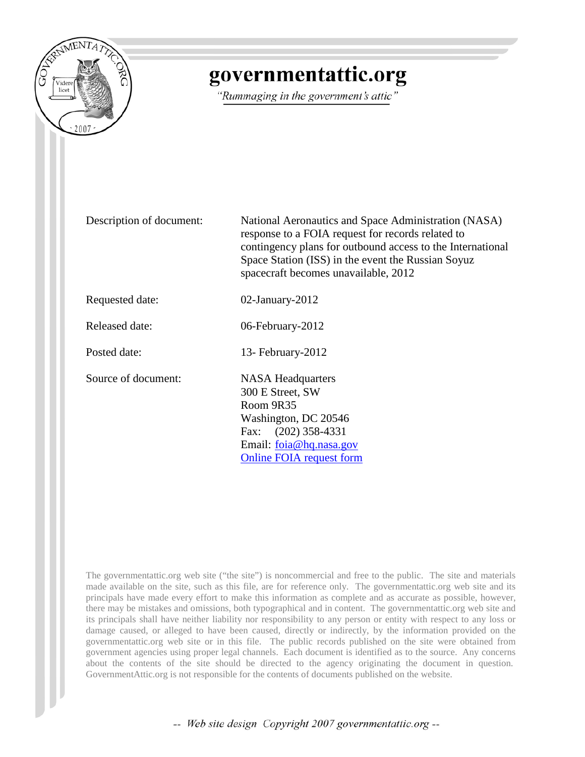# governmentattic.org

*"Rummaging in the government's attic"*

| | |
|---|---|
| Description of document: | National Aeronautics and Space Administration (NASA) response to a FOIA request for records related to contingency plans for outbound access to the International Space Station (ISS) in the event the Russian Soyuz spacecraft becomes unavailable, 2012 |
| Requested date: | 02-January-2012 |
| Released date: | 06-February-2012 |
| Posted date: | 13- February-2012 |
| Source of document: | NASA Headquarters<br>300 E Street, SW<br>Room 9R35<br>Washington, DC 20546<br>Fax: (202) 358-4331<br>Email: foia@hq.nasa.gov<br>Online FOIA request form |

The governmentattic.org web site ("the site") is noncommercial and free to the public. The site and materials made available on the site, such as this file, are for reference only. The governmentattic.org web site and its principals have made every effort to make this information as complete and as accurate as possible, however, there may be mistakes and omissions, both typographical and in content. The governmentattic.org web site and its principals shall have neither liability nor responsibility to any person or entity with respect to any loss or damage caused, or alleged to have been caused, directly or indirectly, by the information provided on the governmentattic.org web site or in this file. The public records published on the site were obtained from government agencies using proper legal channels. Each document is identified as to the source. Any concerns about the contents of the site should be directed to the agency originating the document in question. GovernmentAttic.org is not responsible for the contents of documents published on the website.

*-- Web site design Copyright 2007 governmentattic.org --*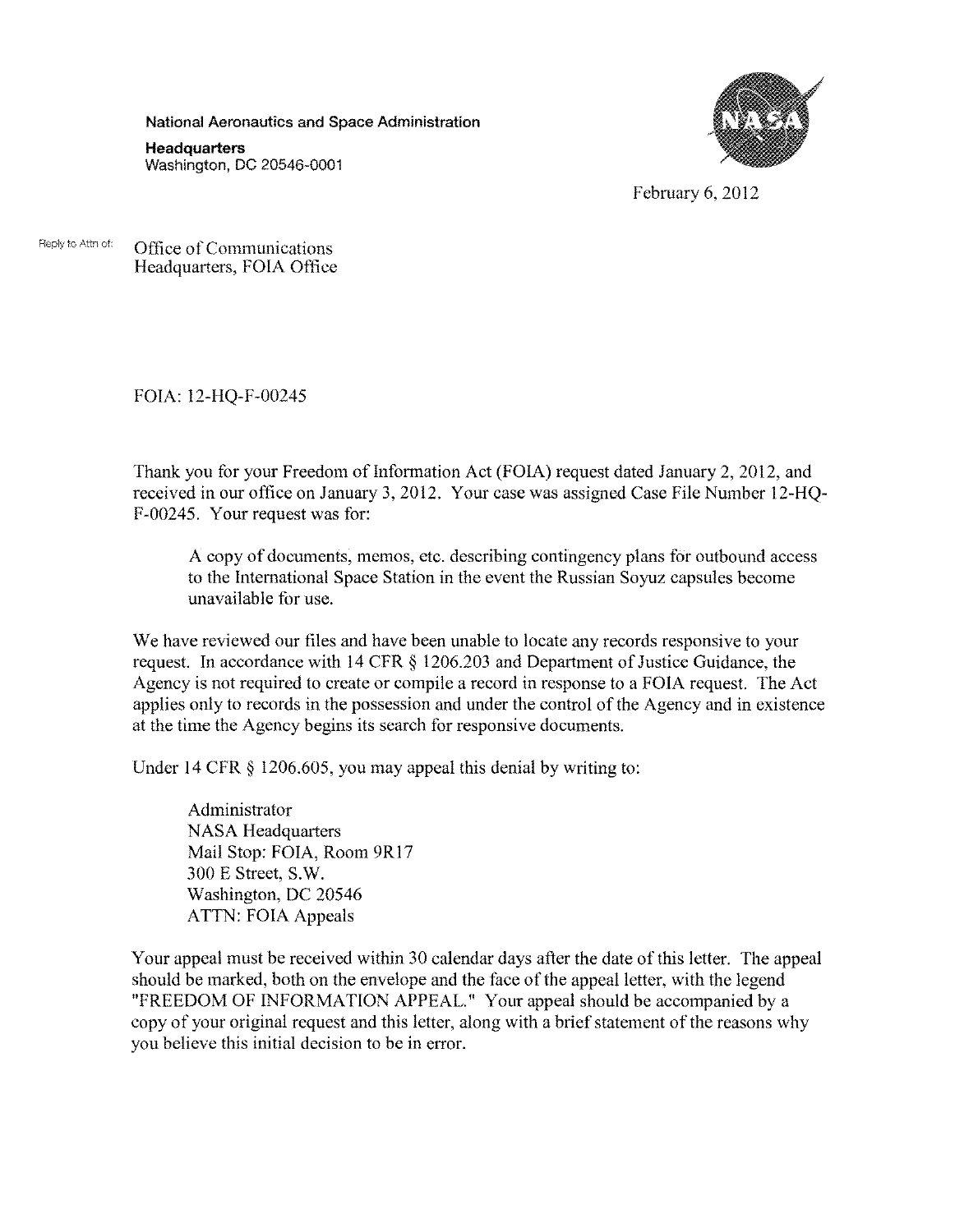National Aeronautics and Space Administration

**Headquarters**
Washington, DC 20546-0001

February 6, 2012

Reply to Attn of: Office of Communications
Headquarters, FOIA Office

FOIA: 12-HQ-F-00245

Thank you for your Freedom of Information Act (FOIA) request dated January 2, 2012, and received in our office on January 3, 2012. Your case was assigned Case File Number 12-HQ-F-00245. Your request was for:

> A copy of documents, memos, etc. describing contingency plans for outbound access to the International Space Station in the event the Russian Soyuz capsules become unavailable for use.

We have reviewed our files and have been unable to locate any records responsive to your request. In accordance with 14 CFR § 1206.203 and Department of Justice Guidance, the Agency is not required to create or compile a record in response to a FOIA request. The Act applies only to records in the possession and under the control of the Agency and in existence at the time the Agency begins its search for responsive documents.

Under 14 CFR § 1206.605, you may appeal this denial by writing to:

> Administrator
> NASA Headquarters
> Mail Stop: FOIA, Room 9R17
> 300 E Street, S.W.
> Washington, DC 20546
> ATTN: FOIA Appeals

Your appeal must be received within 30 calendar days after the date of this letter. The appeal should be marked, both on the envelope and the face of the appeal letter, with the legend "FREEDOM OF INFORMATION APPEAL." Your appeal should be accompanied by a copy of your original request and this letter, along with a brief statement of the reasons why you believe this initial decision to be in error.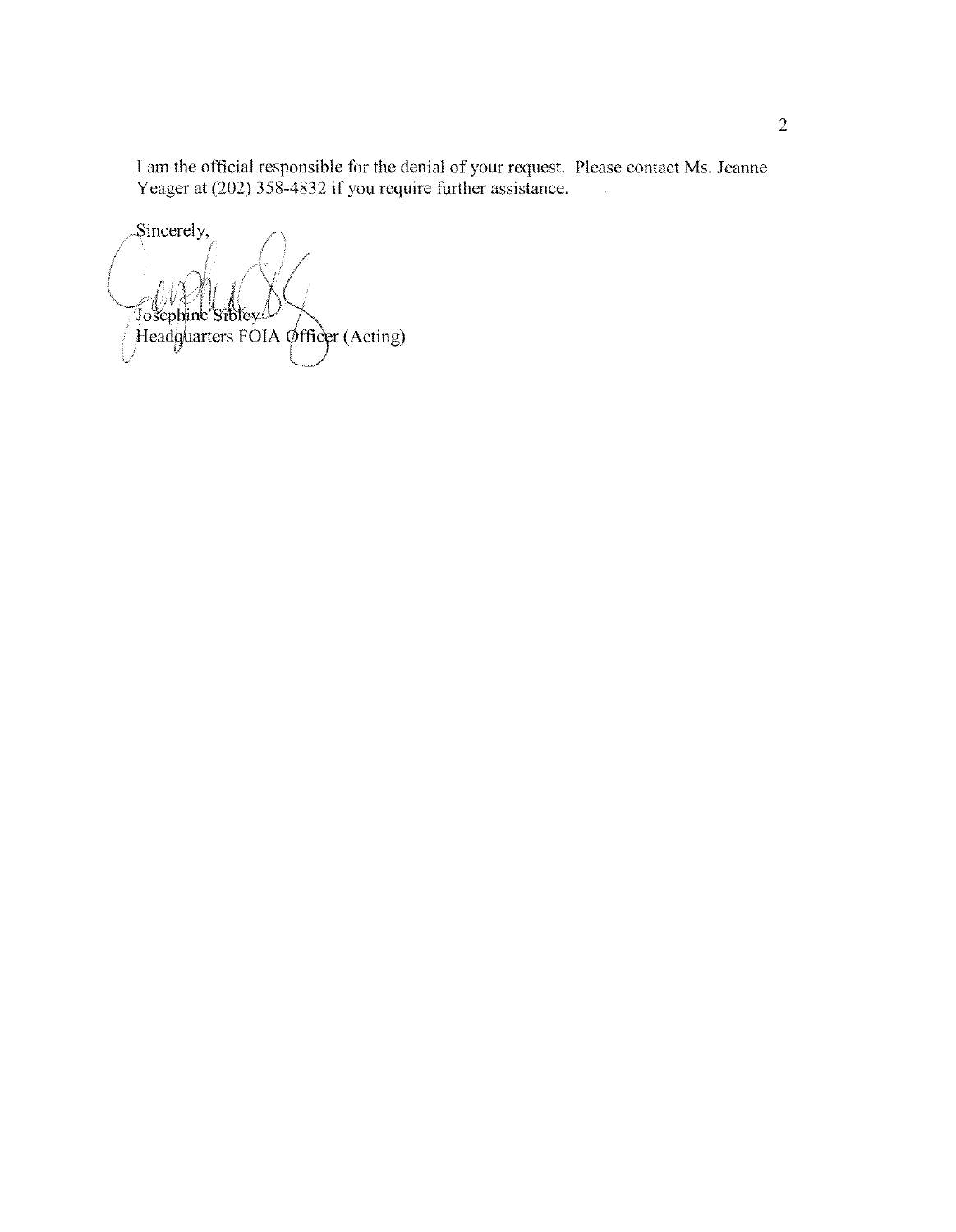I am the official responsible for the denial of your request. Please contact Ms. Jeanne Yeager at (202) 358-4832 if you require further assistance.

Sincerely,

Josephine Sibley
Headquarters FOIA Officer (Acting)